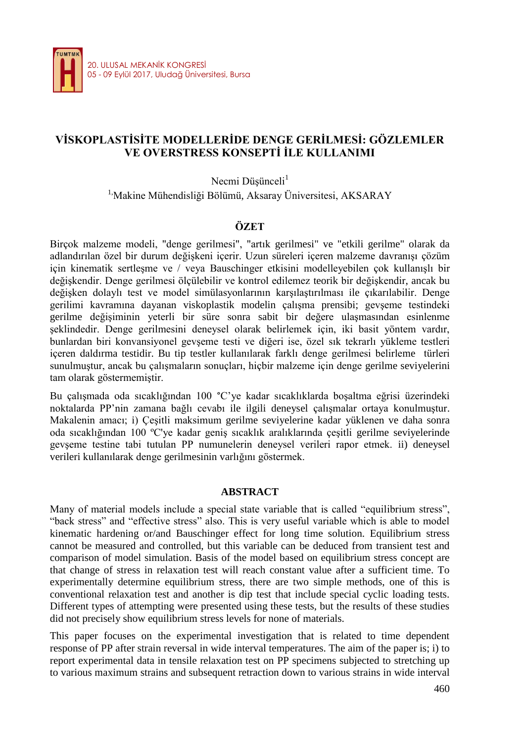# VİSKOPLASTİSİTE MODELLERİDE DENGE GERİLMESİ: GÖZLEMLER VE OVERSTRESS KONSEPTİ İLE KULLANIMI

Necmi Düşünceli[1]

[1] Makine Mühendisliği Bölümü, Aksaray Üniversitesi, AKSARAY

## ÖZET

Birçok malzeme modeli, "denge gerilmesi", "artık gerilmesi" ve "etkili gerilme" olarak da adlandırılan özel bir durum değişkeni içerir. Uzun süreleri içeren malzeme davranışı çözüm için kinematik sertleşme ve / veya Bauschinger etkisini modelleyebilen çok kullanışlı bir değişkendir. Denge gerilmesi ölçülebilir ve kontrol edilemez teorik bir değişkendir, ancak bu değişken dolaylı test ve model simülasyonlarının karşılaştırılması ile çıkarılabilir. Denge gerilimi kavramına dayanan viskoplastik modelin çalışma prensibi; gevşeme testindeki gerilme değişiminin yeterli bir süre sonra sabit bir değere ulaşmasından esinlenme şeklindedir. Denge gerilmesini deneysel olarak belirlemek için, iki basit yöntem vardır, bunlardan biri konvansiyonel gevşeme testi ve diğeri ise, özel sık tekrarlı yükleme testleri içeren daldırma testidir. Bu tip testler kullanılarak farklı denge gerilmesi belirleme türleri sunulmuştur, ancak bu çalışmaların sonuçları, hiçbir malzeme için denge gerilme seviyelerini tam olarak göstermemiştir.

Bu çalışmada oda sıcaklığından 100 °C'ye kadar sıcaklıklarda boşaltma eğrisi üzerindeki noktalarda PP'nin zamana bağlı cevabı ile ilgili deneysel çalışmalar ortaya konulmuştur. Makalenin amacı; i) Çeşitli maksimum gerilme seviyelerine kadar yüklenen ve daha sonra oda sıcaklığından 100 ºC'ye kadar geniş sıcaklık aralıklarında çeşitli gerilme seviyelerinde gevşeme testine tabi tutulan PP numunelerin deneysel verileri rapor etmek. ii) deneysel verileri kullanılarak denge gerilmesinin varlığını göstermek.

## ABSTRACT

Many of material models include a special state variable that is called "equilibrium stress", "back stress" and "effective stress" also. This is very useful variable which is able to model kinematic hardening or/and Bauschinger effect for long time solution. Equilibrium stress cannot be measured and controlled, but this variable can be deduced from transient test and comparison of model simulation. Basis of the model based on equilibrium stress concept are that change of stress in relaxation test will reach constant value after a sufficient time. To experimentally determine equilibrium stress, there are two simple methods, one of this is conventional relaxation test and another is dip test that include special cyclic loading tests. Different types of attempting were presented using these tests, but the results of these studies did not precisely show equilibrium stress levels for none of materials.

This paper focuses on the experimental investigation that is related to time dependent response of PP after strain reversal in wide interval temperatures. The aim of the paper is; i) to report experimental data in tensile relaxation test on PP specimens subjected to stretching up to various maximum strains and subsequent retraction down to various strains in wide interval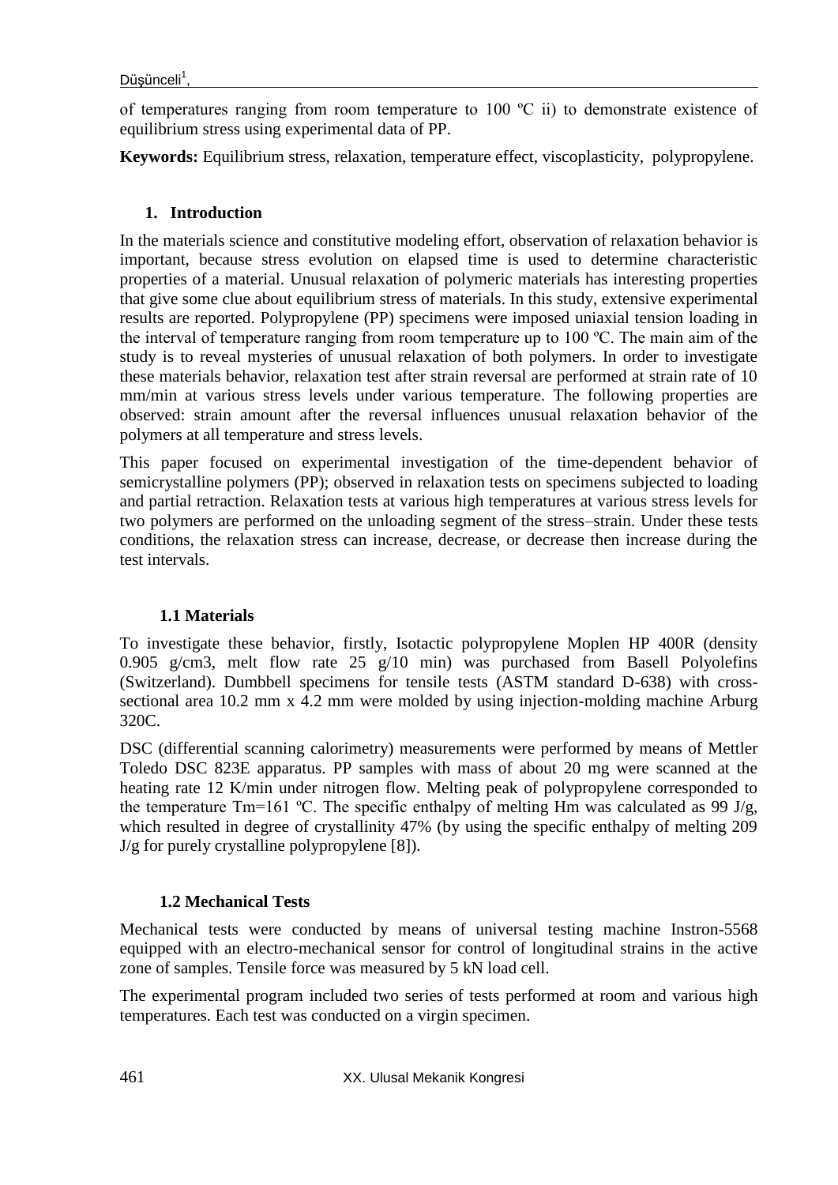of temperatures ranging from room temperature to 100 ºC ii) to demonstrate existence of equilibrium stress using experimental data of PP.

**Keywords:** Equilibrium stress, relaxation, temperature effect, viscoplasticity, polypropylene.

## 1. Introduction

In the materials science and constitutive modeling effort, observation of relaxation behavior is important, because stress evolution on elapsed time is used to determine characteristic properties of a material. Unusual relaxation of polymeric materials has interesting properties that give some clue about equilibrium stress of materials. In this study, extensive experimental results are reported. Polypropylene (PP) specimens were imposed uniaxial tension loading in the interval of temperature ranging from room temperature up to 100 ºC. The main aim of the study is to reveal mysteries of unusual relaxation of both polymers. In order to investigate these materials behavior, relaxation test after strain reversal are performed at strain rate of 10 mm/min at various stress levels under various temperature. The following properties are observed: strain amount after the reversal influences unusual relaxation behavior of the polymers at all temperature and stress levels.

This paper focused on experimental investigation of the time-dependent behavior of semicrystalline polymers (PP); observed in relaxation tests on specimens subjected to loading and partial retraction. Relaxation tests at various high temperatures at various stress levels for two polymers are performed on the unloading segment of the stress–strain. Under these tests conditions, the relaxation stress can increase, decrease, or decrease then increase during the test intervals.

### 1.1 Materials

To investigate these behavior, firstly, Isotactic polypropylene Moplen HP 400R (density 0.905 g/cm3, melt flow rate 25 g/10 min) was purchased from Basell Polyolefins (Switzerland). Dumbbell specimens for tensile tests (ASTM standard D-638) with cross-sectional area 10.2 mm x 4.2 mm were molded by using injection-molding machine Arburg 320C.

DSC (differential scanning calorimetry) measurements were performed by means of Mettler Toledo DSC 823E apparatus. PP samples with mass of about 20 mg were scanned at the heating rate 12 K/min under nitrogen flow. Melting peak of polypropylene corresponded to the temperature Tm=161 ºC. The specific enthalpy of melting Hm was calculated as 99 J/g, which resulted in degree of crystallinity 47% (by using the specific enthalpy of melting 209 J/g for purely crystalline polypropylene [8]).

### 1.2 Mechanical Tests

Mechanical tests were conducted by means of universal testing machine Instron-5568 equipped with an electro-mechanical sensor for control of longitudinal strains in the active zone of samples. Tensile force was measured by 5 kN load cell.

The experimental program included two series of tests performed at room and various high temperatures. Each test was conducted on a virgin specimen.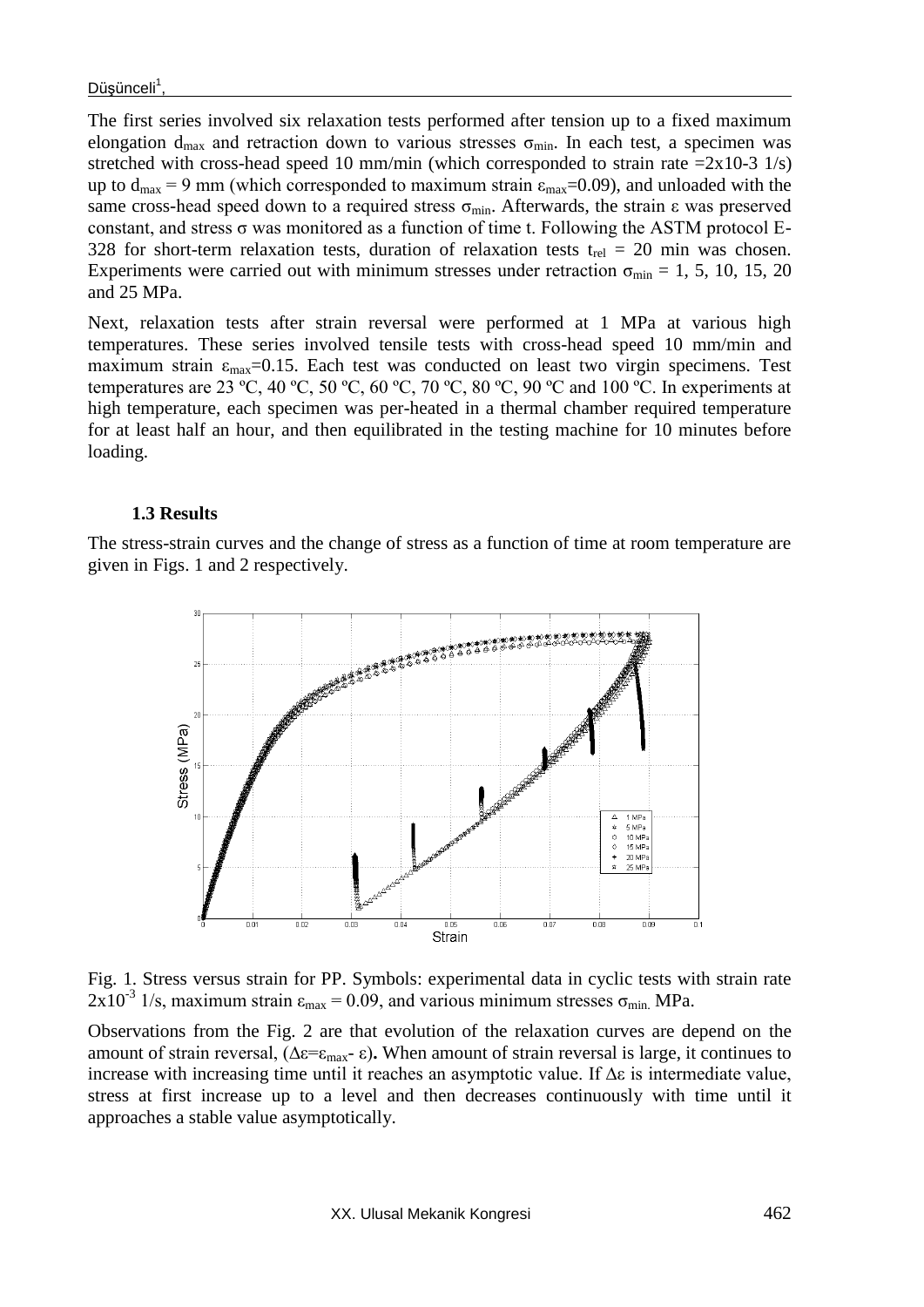The first series involved six relaxation tests performed after tension up to a fixed maximum elongation $d_{max}$ and retraction down to various stresses $\sigma_{min}$. In each test, a specimen was stretched with cross-head speed 10 mm/min (which corresponded to strain rate =2x10-3 1/s) up to $d_{max}$ = 9 mm (which corresponded to maximum strain $\varepsilon_{max}$=0.09), and unloaded with the same cross-head speed down to a required stress $\sigma_{min}$. Afterwards, the strain $\varepsilon$ was preserved constant, and stress $\sigma$ was monitored as a function of time t. Following the ASTM protocol E-328 for short-term relaxation tests, duration of relaxation tests $t_{rel}$ = 20 min was chosen. Experiments were carried out with minimum stresses under retraction $\sigma_{min}$ = 1, 5, 10, 15, 20 and 25 MPa.

Next, relaxation tests after strain reversal were performed at 1 MPa at various high temperatures. These series involved tensile tests with cross-head speed 10 mm/min and maximum strain $\varepsilon_{max}$=0.15. Each test was conducted on least two virgin specimens. Test temperatures are 23 ºC, 40 ºC, 50 ºC, 60 ºC, 70 ºC, 80 ºC, 90 ºC and 100 ºC. In experiments at high temperature, each specimen was per-heated in a thermal chamber required temperature for at least half an hour, and then equilibrated in the testing machine for 10 minutes before loading.

### 1.3 Results

The stress-strain curves and the change of stress as a function of time at room temperature are given in Figs. 1 and 2 respectively.

Fig. 1. Stress versus strain for PP. Symbols: experimental data in cyclic tests with strain rate $2x10^{-3}$ 1/s, maximum strain $\varepsilon_{max}$ = 0.09, and various minimum stresses $\sigma_{min.}$ MPa.

Observations from the Fig. 2 are that evolution of the relaxation curves are depend on the amount of strain reversal, ($\Delta\varepsilon=\varepsilon_{max}$- $\varepsilon$)**.** When amount of strain reversal is large, it continues to increase with increasing time until it reaches an asymptotic value. If $\Delta\varepsilon$ is intermediate value, stress at first increase up to a level and then decreases continuously with time until it approaches a stable value asymptotically.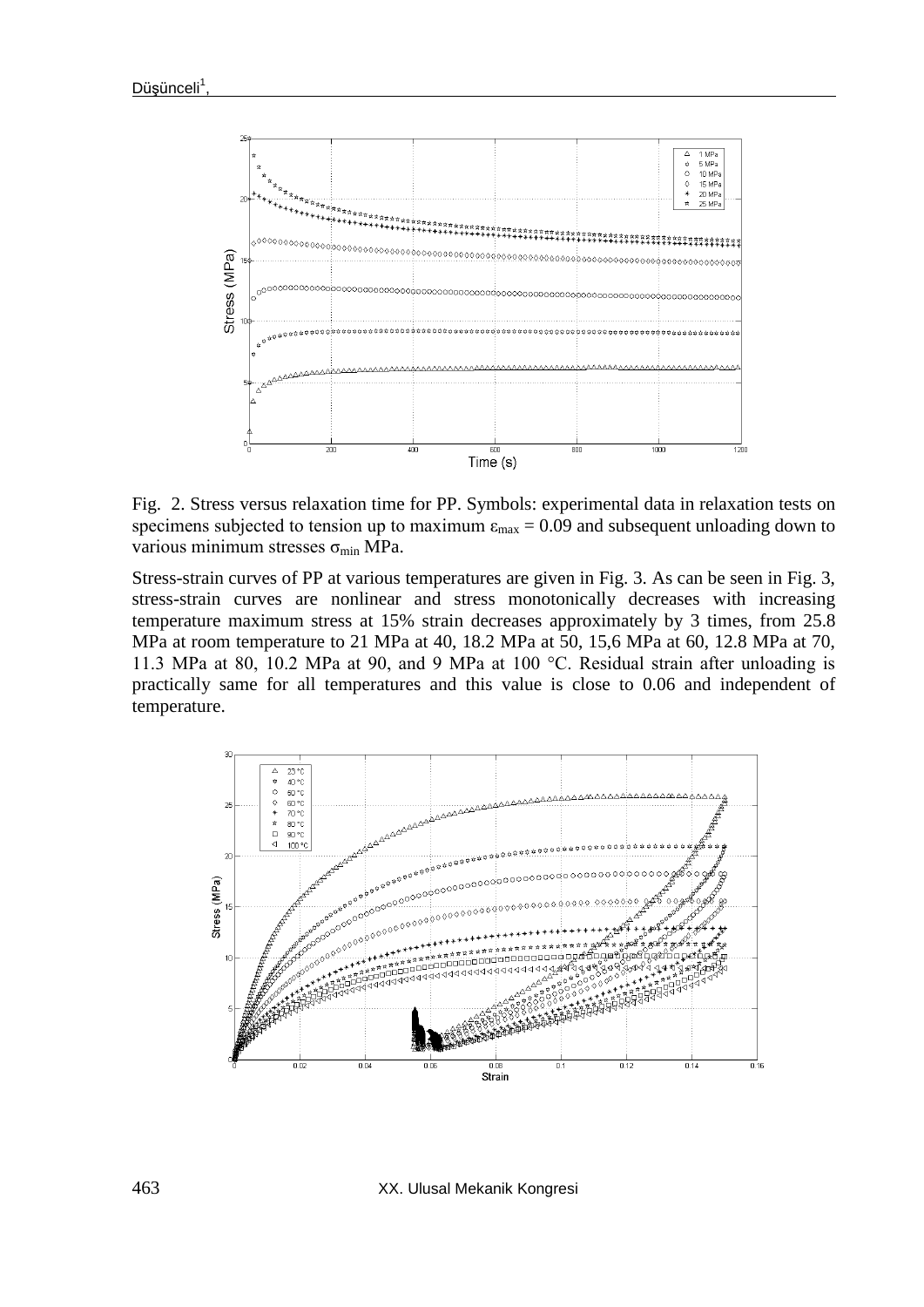Fig. 2. Stress versus relaxation time for PP. Symbols: experimental data in relaxation tests on specimens subjected to tension up to maximum $\varepsilon_{max} = 0.09$ and subsequent unloading down to various minimum stresses $\sigma_{min}$ MPa.

Stress-strain curves of PP at various temperatures are given in Fig. 3. As can be seen in Fig. 3, stress-strain curves are nonlinear and stress monotonically decreases with increasing temperature maximum stress at 15% strain decreases approximately by 3 times, from 25.8 MPa at room temperature to 21 MPa at 40, 18.2 MPa at 50, 15,6 MPa at 60, 12.8 MPa at 70, 11.3 MPa at 80, 10.2 MPa at 90, and 9 MPa at 100 °C. Residual strain after unloading is practically same for all temperatures and this value is close to 0.06 and independent of temperature.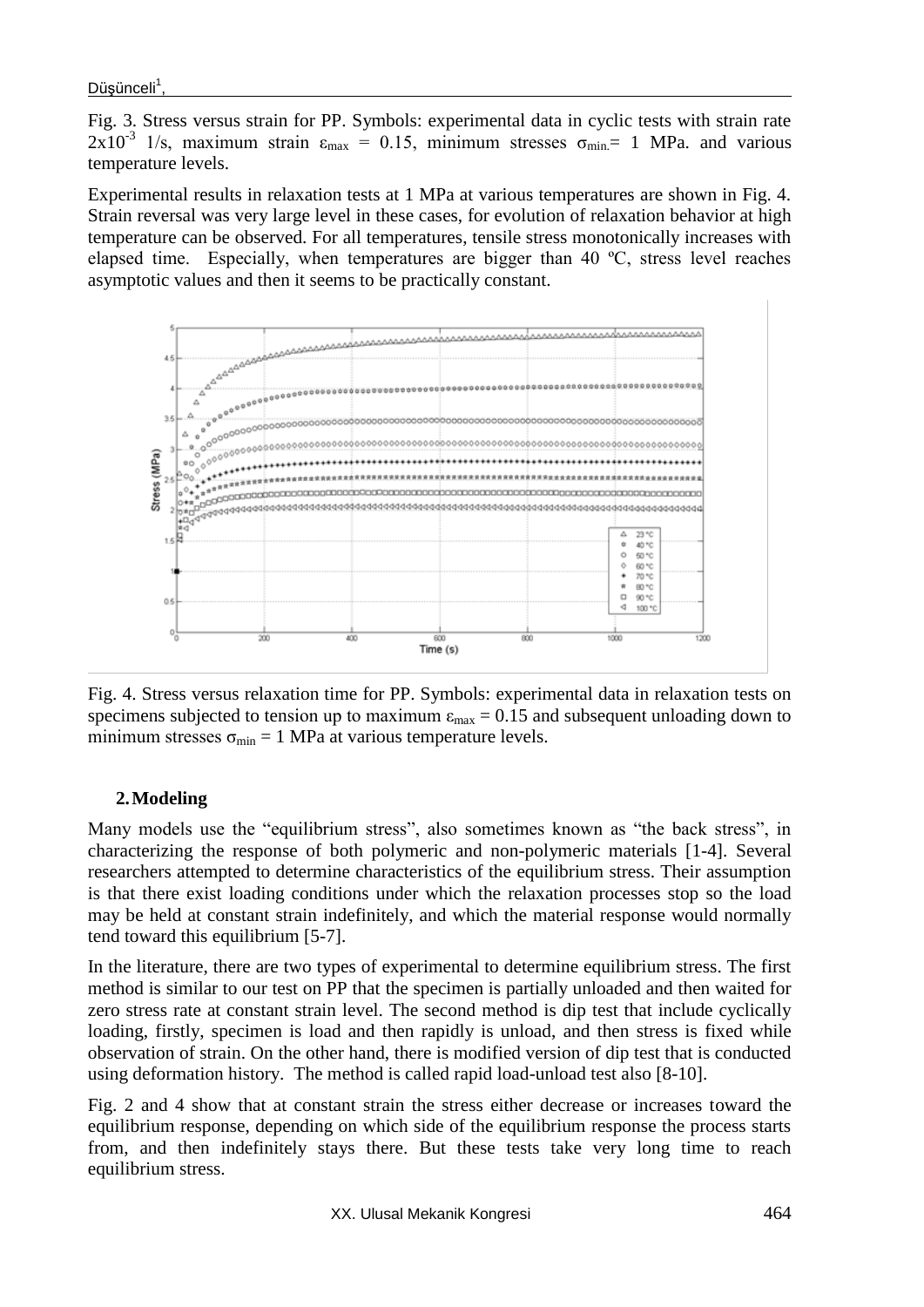Fig. 3. Stress versus strain for PP. Symbols: experimental data in cyclic tests with strain rate $2x10^{-3}$ 1/s, maximum strain $\varepsilon_{max}$ = 0.15, minimum stresses $\sigma_{min.}$= 1 MPa. and various temperature levels.

Experimental results in relaxation tests at 1 MPa at various temperatures are shown in Fig. 4. Strain reversal was very large level in these cases, for evolution of relaxation behavior at high temperature can be observed. For all temperatures, tensile stress monotonically increases with elapsed time. Especially, when temperatures are bigger than 40 ºC, stress level reaches asymptotic values and then it seems to be practically constant.

Fig. 4. Stress versus relaxation time for PP. Symbols: experimental data in relaxation tests on specimens subjected to tension up to maximum $\varepsilon_{max}$ = 0.15 and subsequent unloading down to minimum stresses $\sigma_{min}$ = 1 MPa at various temperature levels.

## 2. Modeling

Many models use the "equilibrium stress", also sometimes known as "the back stress", in characterizing the response of both polymeric and non-polymeric materials [1-4]. Several researchers attempted to determine characteristics of the equilibrium stress. Their assumption is that there exist loading conditions under which the relaxation processes stop so the load may be held at constant strain indefinitely, and which the material response would normally tend toward this equilibrium [5-7].

In the literature, there are two types of experimental to determine equilibrium stress. The first method is similar to our test on PP that the specimen is partially unloaded and then waited for zero stress rate at constant strain level. The second method is dip test that include cyclically loading, firstly, specimen is load and then rapidly is unload, and then stress is fixed while observation of strain. On the other hand, there is modified version of dip test that is conducted using deformation history. The method is called rapid load-unload test also [8-10].

Fig. 2 and 4 show that at constant strain the stress either decrease or increases toward the equilibrium response, depending on which side of the equilibrium response the process starts from, and then indefinitely stays there. But these tests take very long time to reach equilibrium stress.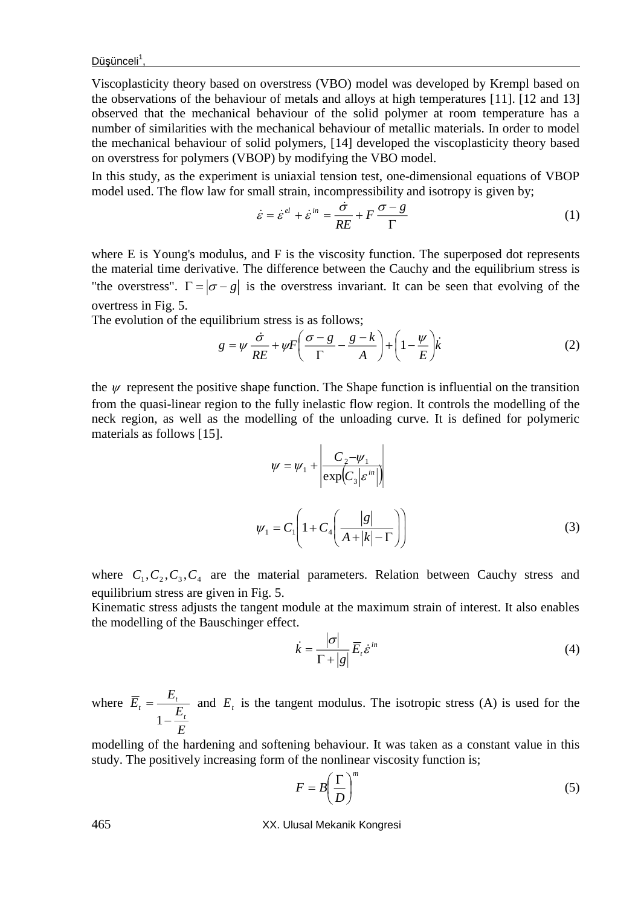Viscoplasticity theory based on overstress (VBO) model was developed by Krempl based on the observations of the behaviour of metals and alloys at high temperatures [11]. [12 and 13] observed that the mechanical behaviour of the solid polymer at room temperature has a number of similarities with the mechanical behaviour of metallic materials. In order to model the mechanical behaviour of solid polymers, [14] developed the viscoplasticity theory based on overstress for polymers (VBOP) by modifying the VBO model.

In this study, as the experiment is uniaxial tension test, one-dimensional equations of VBOP model used. The flow law for small strain, incompressibility and isotropy is given by;

$$\dot{\varepsilon} = \dot{\varepsilon}^{el} + \dot{\varepsilon}^{in} = \frac{\dot{\sigma}}{RE} + F\,\frac{\sigma - g}{\Gamma} \tag{1}$$

where E is Young's modulus, and F is the viscosity function. The superposed dot represents the material time derivative. The difference between the Cauchy and the equilibrium stress is "the overstress". $\Gamma = |\sigma - g|$ is the overstress invariant. It can be seen that evolving of the overtress in Fig. 5.

The evolution of the equilibrium stress is as follows;

$$g = \psi\,\frac{\dot{\sigma}}{RE} + \psi F\left(\frac{\sigma - g}{\Gamma} - \frac{g - k}{A}\right) + \left(1 - \frac{\psi}{E}\right)\dot{k} \tag{2}$$

the $\psi$ represent the positive shape function. The Shape function is influential on the transition from the quasi-linear region to the fully inelastic flow region. It controls the modelling of the neck region, as well as the modelling of the unloading curve. It is defined for polymeric materials as follows [15].

$$\psi = \psi_1 + \left|\frac{C_2 - \psi_1}{\exp\left(C_3\left|\varepsilon^{in}\right|\right)}\right|$$

$$\psi_1 = C_1\left(1 + C_4\left(\frac{|g|}{A + |k| - \Gamma}\right)\right) \tag{3}$$

where $C_1, C_2, C_3, C_4$ are the material parameters. Relation between Cauchy stress and equilibrium stress are given in Fig. 5.

Kinematic stress adjusts the tangent module at the maximum strain of interest. It also enables the modelling of the Bauschinger effect.

$$\dot{k} = \frac{|\sigma|}{\Gamma + |g|}\,\overline{E}_t\,\dot{\varepsilon}^{in} \tag{4}$$

where $\overline{E}_t = \dfrac{E_t}{1 - \dfrac{E_t}{E}}$ and $E_t$ is the tangent modulus. The isotropic stress (A) is used for the modelling of the hardening and softening behaviour. It was taken as a constant value in this study. The positively increasing form of the nonlinear viscosity function is;

$$F = B\left(\frac{\Gamma}{D}\right)^m \tag{5}$$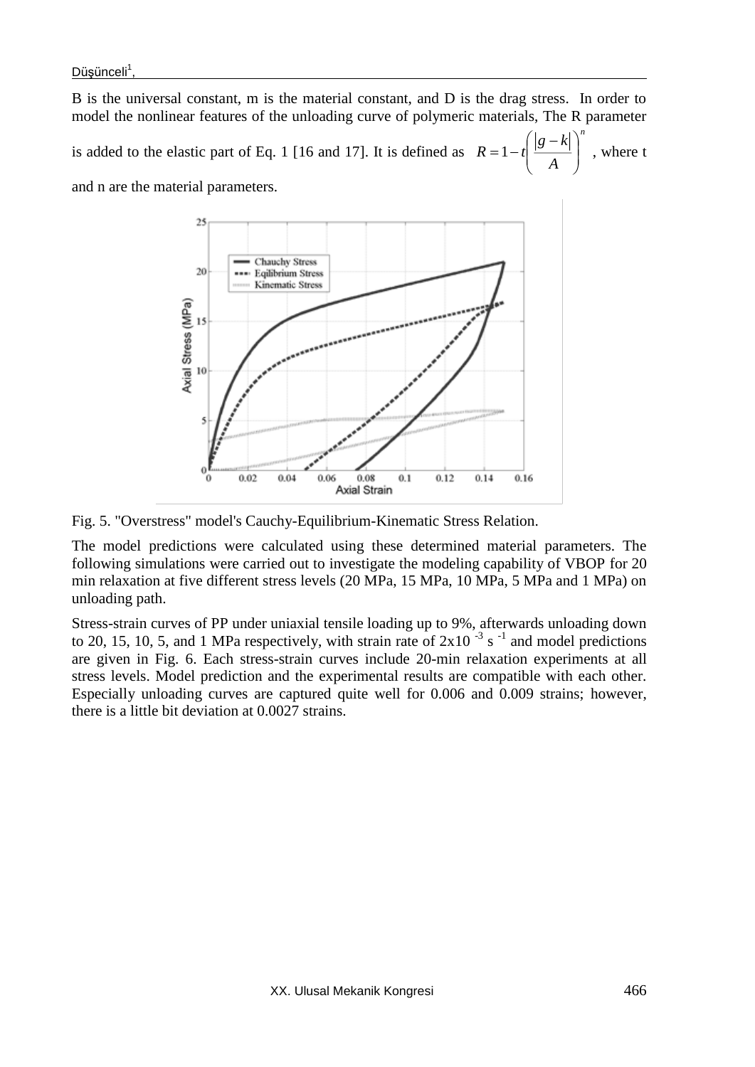B is the universal constant, m is the material constant, and D is the drag stress. In order to model the nonlinear features of the unloading curve of polymeric materials, The R parameter is added to the elastic part of Eq. 1 [16 and 17]. It is defined as $R = 1 - t\left(\frac{|g-k|}{A}\right)^n$ , where t and n are the material parameters.

Fig. 5. "Overstress" model's Cauchy-Equilibrium-Kinematic Stress Relation.

The model predictions were calculated using these determined material parameters. The following simulations were carried out to investigate the modeling capability of VBOP for 20 min relaxation at five different stress levels (20 MPa, 15 MPa, 10 MPa, 5 MPa and 1 MPa) on unloading path.

Stress-strain curves of PP under uniaxial tensile loading up to 9%, afterwards unloading down to 20, 15, 10, 5, and 1 MPa respectively, with strain rate of $2x10^{-3}$ $s^{-1}$ and model predictions are given in Fig. 6. Each stress-strain curves include 20-min relaxation experiments at all stress levels. Model prediction and the experimental results are compatible with each other. Especially unloading curves are captured quite well for 0.006 and 0.009 strains; however, there is a little bit deviation at 0.0027 strains.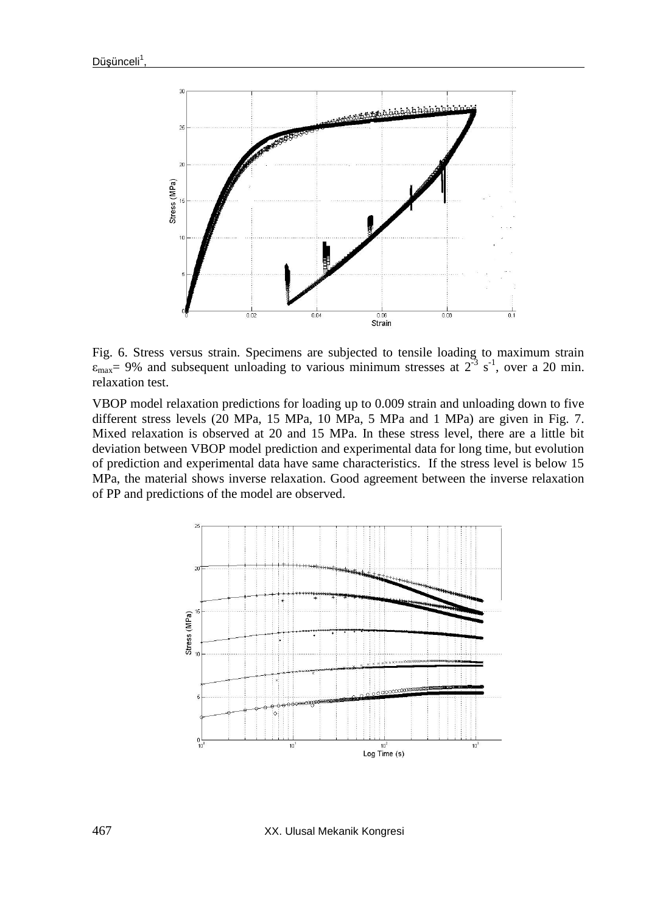Fig. 6. Stress versus strain. Specimens are subjected to tensile loading to maximum strain $\varepsilon_{max}$= 9% and subsequent unloading to various minimum stresses at $2^{-3}$ $s^{-1}$, over a 20 min. relaxation test.

VBOP model relaxation predictions for loading up to 0.009 strain and unloading down to five different stress levels (20 MPa, 15 MPa, 10 MPa, 5 MPa and 1 MPa) are given in Fig. 7. Mixed relaxation is observed at 20 and 15 MPa. In these stress level, there are a little bit deviation between VBOP model prediction and experimental data for long time, but evolution of prediction and experimental data have same characteristics. If the stress level is below 15 MPa, the material shows inverse relaxation. Good agreement between the inverse relaxation of PP and predictions of the model are observed.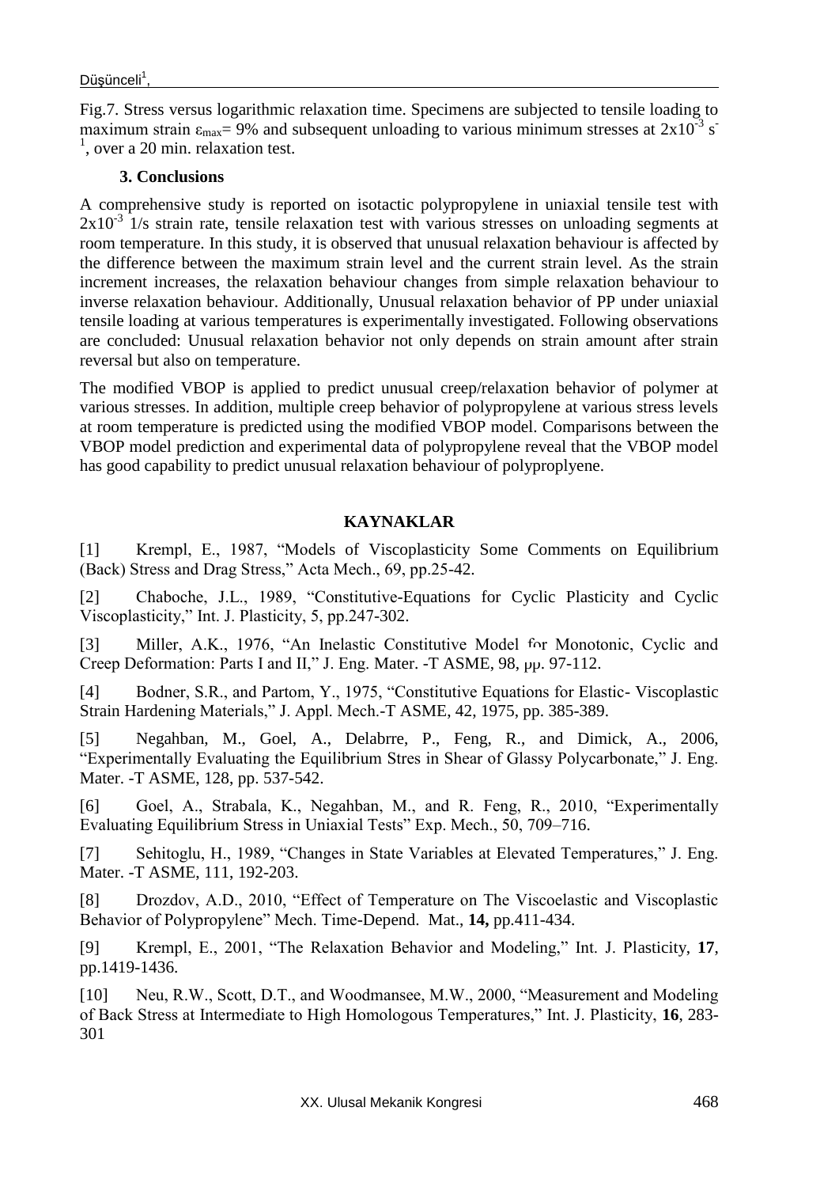Fig.7. Stress versus logarithmic relaxation time. Specimens are subjected to tensile loading to maximum strain $\varepsilon_{max}$= 9% and subsequent unloading to various minimum stresses at $2x10^{-3}$ $s^{-1}$, over a 20 min. relaxation test.

### 3. Conclusions

A comprehensive study is reported on isotactic polypropylene in uniaxial tensile test with $2x10^{-3}$ 1/s strain rate, tensile relaxation test with various stresses on unloading segments at room temperature. In this study, it is observed that unusual relaxation behaviour is affected by the difference between the maximum strain level and the current strain level. As the strain increment increases, the relaxation behaviour changes from simple relaxation behaviour to inverse relaxation behaviour. Additionally, Unusual relaxation behavior of PP under uniaxial tensile loading at various temperatures is experimentally investigated. Following observations are concluded: Unusual relaxation behavior not only depends on strain amount after strain reversal but also on temperature.

The modified VBOP is applied to predict unusual creep/relaxation behavior of polymer at various stresses. In addition, multiple creep behavior of polypropylene at various stress levels at room temperature is predicted using the modified VBOP model. Comparisons between the VBOP model prediction and experimental data of polypropylene reveal that the VBOP model has good capability to predict unusual relaxation behaviour of polyproplyene.

## KAYNAKLAR

[1] Krempl, E., 1987, "Models of Viscoplasticity Some Comments on Equilibrium (Back) Stress and Drag Stress," Acta Mech., 69, pp.25-42.

[2] Chaboche, J.L., 1989, "Constitutive-Equations for Cyclic Plasticity and Cyclic Viscoplasticity," Int. J. Plasticity, 5, pp.247-302.

[3] Miller, A.K., 1976, "An Inelastic Constitutive Model for Monotonic, Cyclic and Creep Deformation: Parts I and II," J. Eng. Mater. -T ASME, 98, pp. 97-112.

[4] Bodner, S.R., and Partom, Y., 1975, "Constitutive Equations for Elastic- Viscoplastic Strain Hardening Materials," J. Appl. Mech.-T ASME, 42, 1975, pp. 385-389.

[5] Negahban, M., Goel, A., Delabrre, P., Feng, R., and Dimick, A., 2006, "Experimentally Evaluating the Equilibrium Stres in Shear of Glassy Polycarbonate," J. Eng. Mater. -T ASME, 128, pp. 537-542.

[6] Goel, A., Strabala, K., Negahban, M., and R. Feng, R., 2010, "Experimentally Evaluating Equilibrium Stress in Uniaxial Tests" Exp. Mech., 50, 709–716.

[7] Sehitoglu, H., 1989, "Changes in State Variables at Elevated Temperatures," J. Eng. Mater. -T ASME, 111, 192-203.

[8] Drozdov, A.D., 2010, "Effect of Temperature on The Viscoelastic and Viscoplastic Behavior of Polypropylene" Mech. Time-Depend. Mat., **14,** pp.411-434.

[9] Krempl, E., 2001, "The Relaxation Behavior and Modeling," Int. J. Plasticity, **17**, pp.1419-1436.

[10] Neu, R.W., Scott, D.T., and Woodmansee, M.W., 2000, "Measurement and Modeling of Back Stress at Intermediate to High Homologous Temperatures," Int. J. Plasticity, **16**, 283-301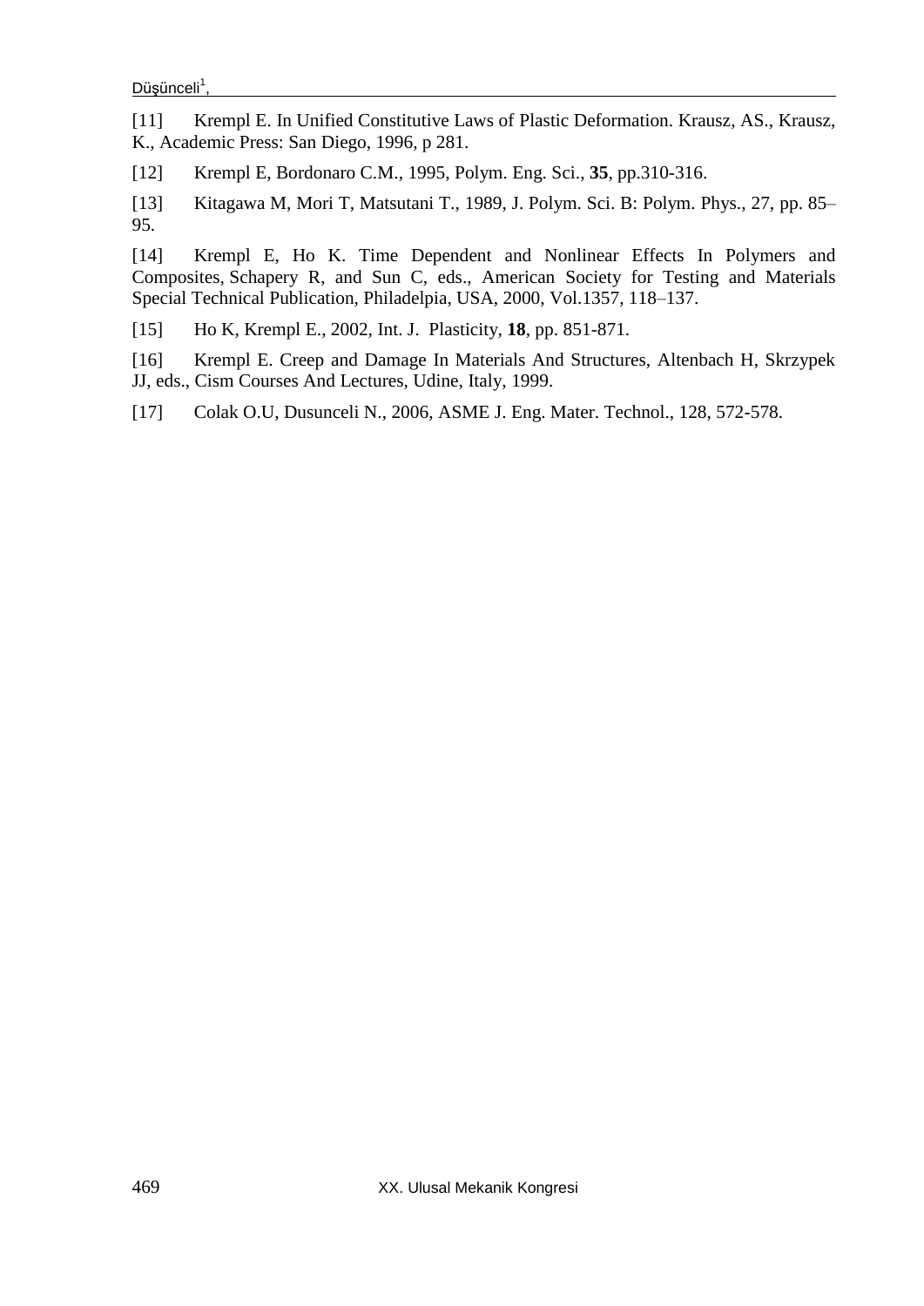[11] Krempl E. In Unified Constitutive Laws of Plastic Deformation. Krausz, AS., Krausz, K., Academic Press: San Diego, 1996, p 281.

[12] Krempl E, Bordonaro C.M., 1995, Polym. Eng. Sci., **35**, pp.310-316.

[13] Kitagawa M, Mori T, Matsutani T., 1989, J. Polym. Sci. B: Polym. Phys., 27, pp. 85–95.

[14] Krempl E, Ho K. Time Dependent and Nonlinear Effects In Polymers and Composites, Schapery R, and Sun C, eds., American Society for Testing and Materials Special Technical Publication, Philadelpia, USA, 2000, Vol.1357, 118–137.

[15] Ho K, Krempl E., 2002, Int. J. Plasticity, **18**, pp. 851-871.

[16] Krempl E. Creep and Damage In Materials And Structures, Altenbach H, Skrzypek JJ, eds., Cism Courses And Lectures, Udine, Italy, 1999.

[17] Colak O.U, Dusunceli N., 2006, ASME J. Eng. Mater. Technol., 128, 572-578.